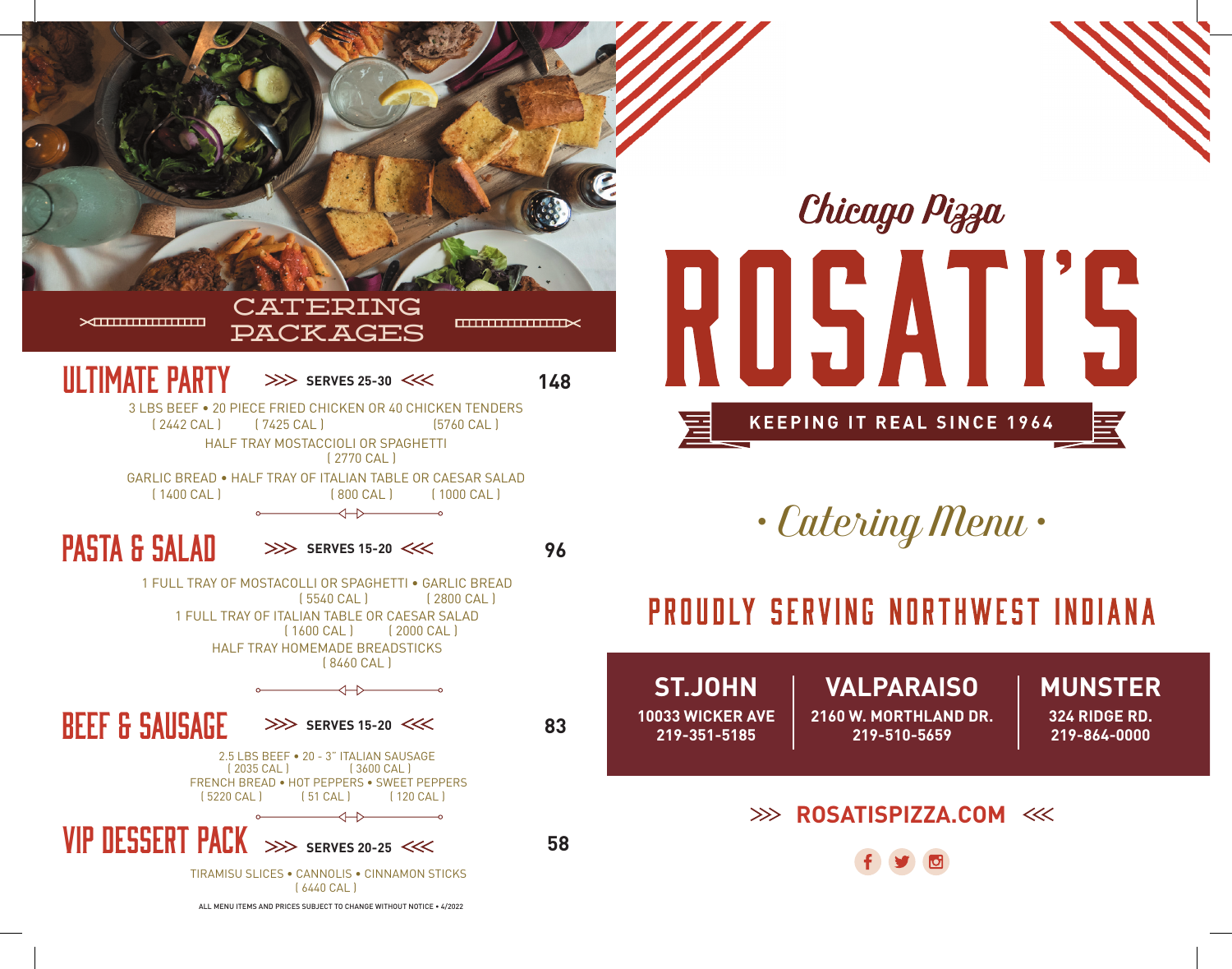# CATERING PACKAGES

## ULTIMATE PARTY
**SERVES 25-30** — **148**

3 LBS BEEF ( 2442 CAL ) • 20 PIECE FRIED CHICKEN ( 7425 CAL ) OR 40 CHICKEN TENDERS (5760 CAL )

HALF TRAY MOSTACCIOLI OR SPAGHETTI ( 2770 CAL )

GARLIC BREAD ( 1400 CAL ) • HALF TRAY OF ITALIAN TABLE ( 800 CAL ) OR CAESAR SALAD ( 1000 CAL )

## PASTA & SALAD
**SERVES 15-20** — **96**

1 FULL TRAY OF MOSTACOLLI OR SPAGHETTI ( 5540 CAL ) • GARLIC BREAD ( 2800 CAL )

1 FULL TRAY OF ITALIAN TABLE ( 1600 CAL ) OR CAESAR SALAD ( 2000 CAL )

HALF TRAY HOMEMADE BREADSTICKS ( 8460 CAL )

## BEEF & SAUSAGE
**SERVES 15-20** — **83**

2.5 LBS BEEF ( 2035 CAL ) • 20 - 3" ITALIAN SAUSAGE ( 3600 CAL )

FRENCH BREAD ( 5220 CAL ) • HOT PEPPERS ( 51 CAL ) • SWEET PEPPERS ( 120 CAL )

## VIP DESSERT PACK
**SERVES 20-25** — **58**

TIRAMISU SLICES • CANNOLIS • CINNAMON STICKS ( 6440 CAL )

ALL MENU ITEMS AND PRICES SUBJECT TO CHANGE WITHOUT NOTICE • 4/2022

*Chicago Pizza*

# ROSATI'S

**KEEPING IT REAL SINCE 1964**

*• Catering Menu •*

## PROUDLY SERVING NORTHWEST INDIANA

**ST.JOHN**
10033 WICKER AVE
219-351-5185

**VALPARAISO**
2160 W. MORTHLAND DR.
219-510-5659

**MUNSTER**
324 RIDGE RD.
219-864-0000

**ROSATISPIZZA.COM**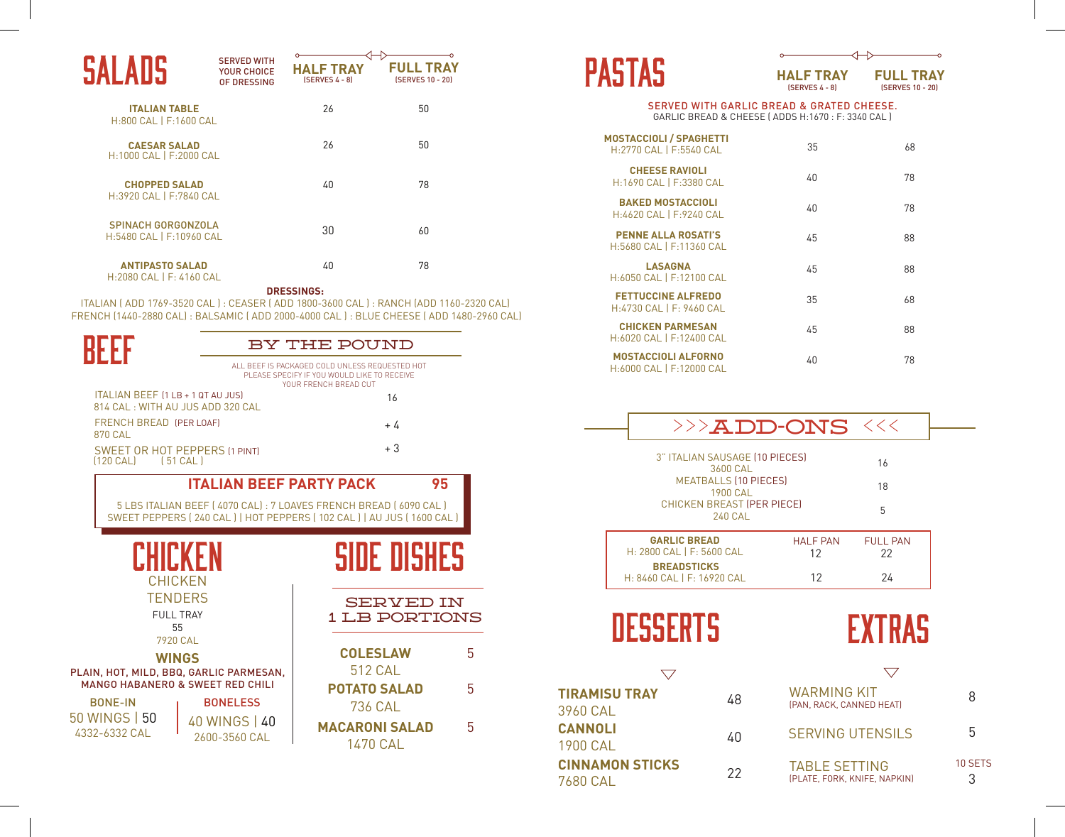# SALADS

| SERVED WITH YOUR CHOICE OF DRESSING | HALF TRAY (SERVES 4 - 8) | FULL TRAY (SERVES 10 - 20) |
|---|---|---|
| **ITALIAN TABLE** H:800 CAL \| F:1600 CAL | 26 | 50 |
| **CAESAR SALAD** H:1000 CAL \| F:2000 CAL | 26 | 50 |
| **CHOPPED SALAD** H:3920 CAL \| F:7840 CAL | 40 | 78 |
| **SPINACH GORGONZOLA** H:5480 CAL \| F:10960 CAL | 30 | 60 |
| **ANTIPASTO SALAD** H:2080 CAL \| F: 4160 CAL | 40 | 78 |

**DRESSINGS:**
ITALIAN ( ADD 1769-3520 CAL ) : CEASER ( ADD 1800-3600 CAL ) : RANCH (ADD 1160-2320 CAL)
FRENCH (1440-2880 CAL) : BALSAMIC ( ADD 2000-4000 CAL ) : BLUE CHEESE ( ADD 1480-2960 CAL)

# BEEF

## BY THE POUND

ALL BEEF IS PACKAGED COLD UNLESS REQUESTED HOT
PLEASE SPECIFY IF YOU WOULD LIKE TO RECEIVE YOUR FRENCH BREAD CUT

| | |
|---|---|
| ITALIAN BEEF (1 LB + 1 QT AU JUS) 814 CAL : WITH AU JUS ADD 320 CAL | 16 |
| FRENCH BREAD (PER LOAF) 870 CAL | + 4 |
| SWEET OR HOT PEPPERS (1 PINT) (120 CAL) ( 51 CAL ) | + 3 |

**ITALIAN BEEF PARTY PACK** 95

5 LBS ITALIAN BEEF ( 4070 CAL) : 7 LOAVES FRENCH BREAD ( 6090 CAL ) SWEET PEPPERS ( 240 CAL ) | HOT PEPPERS ( 102 CAL ) | AU JUS ( 1600 CAL )

# CHICKEN

CHICKEN TENDERS
FULL TRAY
55
7920 CAL

**WINGS**

PLAIN, HOT, MILD, BBQ, GARLIC PARMESAN, MANGO HABANERO & SWEET RED CHILI

**BONE-IN**
50 WINGS | 50
4332-6332 CAL

**BONELESS**
40 WINGS | 40
2600-3560 CAL

# SIDE DISHES

## SERVED IN 1 LB PORTIONS

| | |
|---|---|
| **COLESLAW** 512 CAL | 5 |
| **POTATO SALAD** 736 CAL | 5 |
| **MACARONI SALAD** 1470 CAL | 5 |

# PASTAS

SERVED WITH GARLIC BREAD & GRATED CHEESE.
GARLIC BREAD & CHEESE ( ADDS H:1670 : F: 3340 CAL )

| | HALF TRAY (SERVES 4 - 8) | FULL TRAY (SERVES 10 - 20) |
|---|---|---|
| **MOSTACCIOLI / SPAGHETTI** H:2770 CAL \| F:5540 CAL | 35 | 68 |
| **CHEESE RAVIOLI** H:1690 CAL \| F:3380 CAL | 40 | 78 |
| **BAKED MOSTACCIOLI** H:4620 CAL \| F:9240 CAL | 40 | 78 |
| **PENNE ALLA ROSATI'S** H:5680 CAL \| F:11360 CAL | 45 | 88 |
| **LASAGNA** H:6050 CAL \| F:12100 CAL | 45 | 88 |
| **FETTUCCINE ALFREDO** H:4730 CAL \| F: 9460 CAL | 35 | 68 |
| **CHICKEN PARMESAN** H:6020 CAL \| F:12400 CAL | 45 | 88 |
| **MOSTACCIOLI ALFORNO** H:6000 CAL \| F:12000 CAL | 40 | 78 |

## >>>ADD-ONS <<<

| | |
|---|---|
| 3" ITALIAN SAUSAGE (10 PIECES) 3600 CAL | 16 |
| MEATBALLS (10 PIECES) 1900 CAL | 18 |
| CHICKEN BREAST (PER PIECE) 240 CAL | 5 |

| | HALF PAN | FULL PAN |
|---|---|---|
| **GARLIC BREAD** H: 2800 CAL \| F: 5600 CAL | 12 | 22 |
| **BREADSTICKS** H: 8460 CAL \| F: 16920 CAL | 12 | 24 |

# DESSERTS

| | |
|---|---|
| **TIRAMISU TRAY** 3960 CAL | 48 |
| **CANNOLI** 1900 CAL | 40 |
| **CINNAMON STICKS** 7680 CAL | 22 |

# EXTRAS

| | |
|---|---|
| WARMING KIT (PAN, RACK, CANNED HEAT) | 8 |
| SERVING UTENSILS | 5 |
| TABLE SETTING (PLATE, FORK, KNIFE, NAPKIN) | 10 SETS 3 |